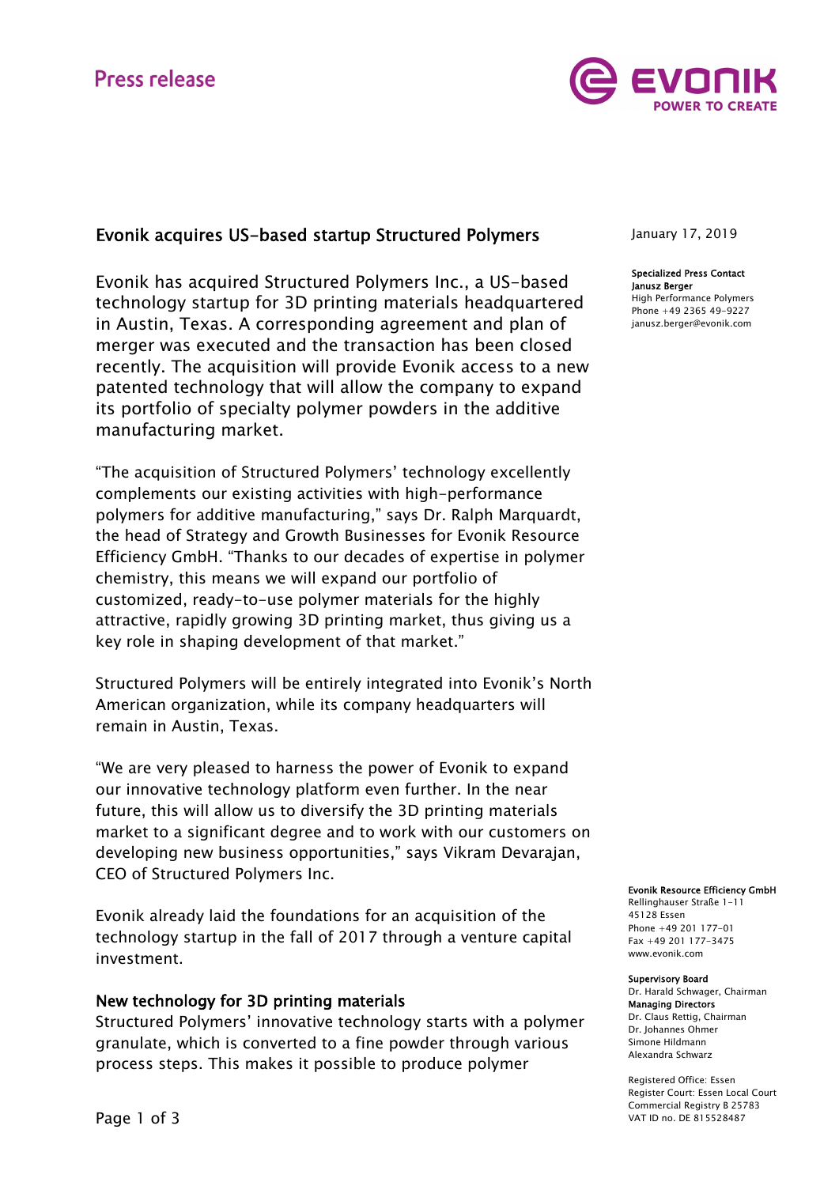Press release

# Evonik acquires US-based startup Structured Polymers

January 17, 2019

**Specialized Press Contact**
**Janusz Berger**
High Performance Polymers
Phone +49 2365 49-9227
janusz.berger@evonik.com

Evonik has acquired Structured Polymers Inc., a US-based technology startup for 3D printing materials headquartered in Austin, Texas. A corresponding agreement and plan of merger was executed and the transaction has been closed recently. The acquisition will provide Evonik access to a new patented technology that will allow the company to expand its portfolio of specialty polymer powders in the additive manufacturing market.

"The acquisition of Structured Polymers' technology excellently complements our existing activities with high-performance polymers for additive manufacturing," says Dr. Ralph Marquardt, the head of Strategy and Growth Businesses for Evonik Resource Efficiency GmbH. "Thanks to our decades of expertise in polymer chemistry, this means we will expand our portfolio of customized, ready-to-use polymer materials for the highly attractive, rapidly growing 3D printing market, thus giving us a key role in shaping development of that market."

Structured Polymers will be entirely integrated into Evonik's North American organization, while its company headquarters will remain in Austin, Texas.

"We are very pleased to harness the power of Evonik to expand our innovative technology platform even further. In the near future, this will allow us to diversify the 3D printing materials market to a significant degree and to work with our customers on developing new business opportunities," says Vikram Devarajan, CEO of Structured Polymers Inc.

Evonik already laid the foundations for an acquisition of the technology startup in the fall of 2017 through a venture capital investment.

## New technology for 3D printing materials

Structured Polymers' innovative technology starts with a polymer granulate, which is converted to a fine powder through various process steps. This makes it possible to produce polymer

**Evonik Resource Efficiency GmbH**
Rellinghauser Straße 1-11
45128 Essen
Phone +49 201 177-01
Fax +49 201 177-3475
www.evonik.com

**Supervisory Board**
Dr. Harald Schwager, Chairman
**Managing Directors**
Dr. Claus Rettig, Chairman
Dr. Johannes Ohmer
Simone Hildmann
Alexandra Schwarz

Registered Office: Essen
Register Court: Essen Local Court
Commercial Registry B 25783
VAT ID no. DE 815528487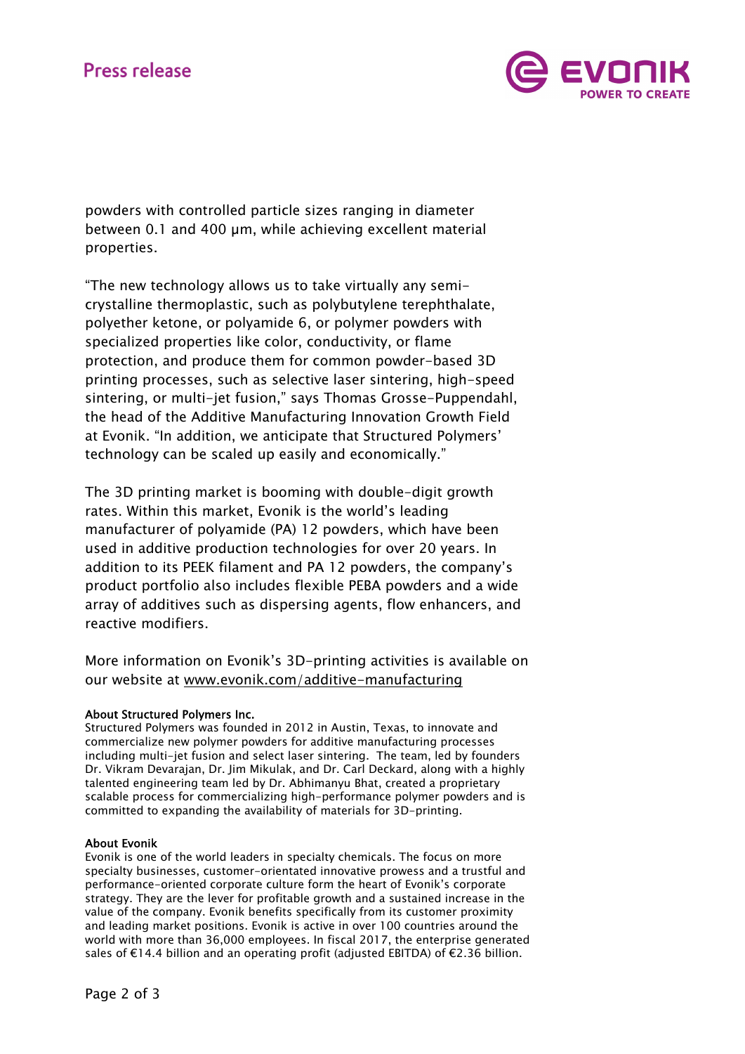powders with controlled particle sizes ranging in diameter between 0.1 and 400 µm, while achieving excellent material properties.

"The new technology allows us to take virtually any semi-crystalline thermoplastic, such as polybutylene terephthalate, polyether ketone, or polyamide 6, or polymer powders with specialized properties like color, conductivity, or flame protection, and produce them for common powder-based 3D printing processes, such as selective laser sintering, high-speed sintering, or multi-jet fusion," says Thomas Grosse-Puppendahl, the head of the Additive Manufacturing Innovation Growth Field at Evonik. "In addition, we anticipate that Structured Polymers' technology can be scaled up easily and economically."

The 3D printing market is booming with double-digit growth rates. Within this market, Evonik is the world's leading manufacturer of polyamide (PA) 12 powders, which have been used in additive production technologies for over 20 years. In addition to its PEEK filament and PA 12 powders, the company's product portfolio also includes flexible PEBA powders and a wide array of additives such as dispersing agents, flow enhancers, and reactive modifiers.

More information on Evonik's 3D-printing activities is available on our website at www.evonik.com/additive-manufacturing

**About Structured Polymers Inc.**

Structured Polymers was founded in 2012 in Austin, Texas, to innovate and commercialize new polymer powders for additive manufacturing processes including multi-jet fusion and select laser sintering. The team, led by founders Dr. Vikram Devarajan, Dr. Jim Mikulak, and Dr. Carl Deckard, along with a highly talented engineering team led by Dr. Abhimanyu Bhat, created a proprietary scalable process for commercializing high-performance polymer powders and is committed to expanding the availability of materials for 3D-printing.

**About Evonik**

Evonik is one of the world leaders in specialty chemicals. The focus on more specialty businesses, customer-orientated innovative prowess and a trustful and performance-oriented corporate culture form the heart of Evonik's corporate strategy. They are the lever for profitable growth and a sustained increase in the value of the company. Evonik benefits specifically from its customer proximity and leading market positions. Evonik is active in over 100 countries around the world with more than 36,000 employees. In fiscal 2017, the enterprise generated sales of €14.4 billion and an operating profit (adjusted EBITDA) of €2.36 billion.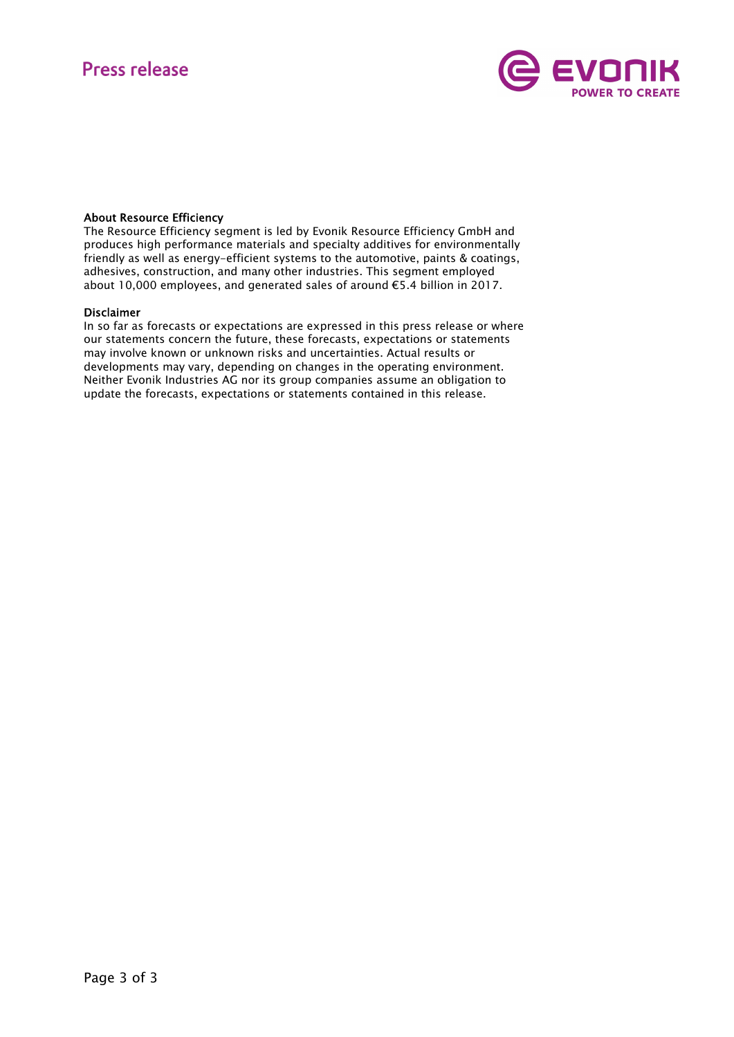**About Resource Efficiency**

The Resource Efficiency segment is led by Evonik Resource Efficiency GmbH and produces high performance materials and specialty additives for environmentally friendly as well as energy-efficient systems to the automotive, paints & coatings, adhesives, construction, and many other industries. This segment employed about 10,000 employees, and generated sales of around €5.4 billion in 2017.

**Disclaimer**

In so far as forecasts or expectations are expressed in this press release or where our statements concern the future, these forecasts, expectations or statements may involve known or unknown risks and uncertainties. Actual results or developments may vary, depending on changes in the operating environment. Neither Evonik Industries AG nor its group companies assume an obligation to update the forecasts, expectations or statements contained in this release.